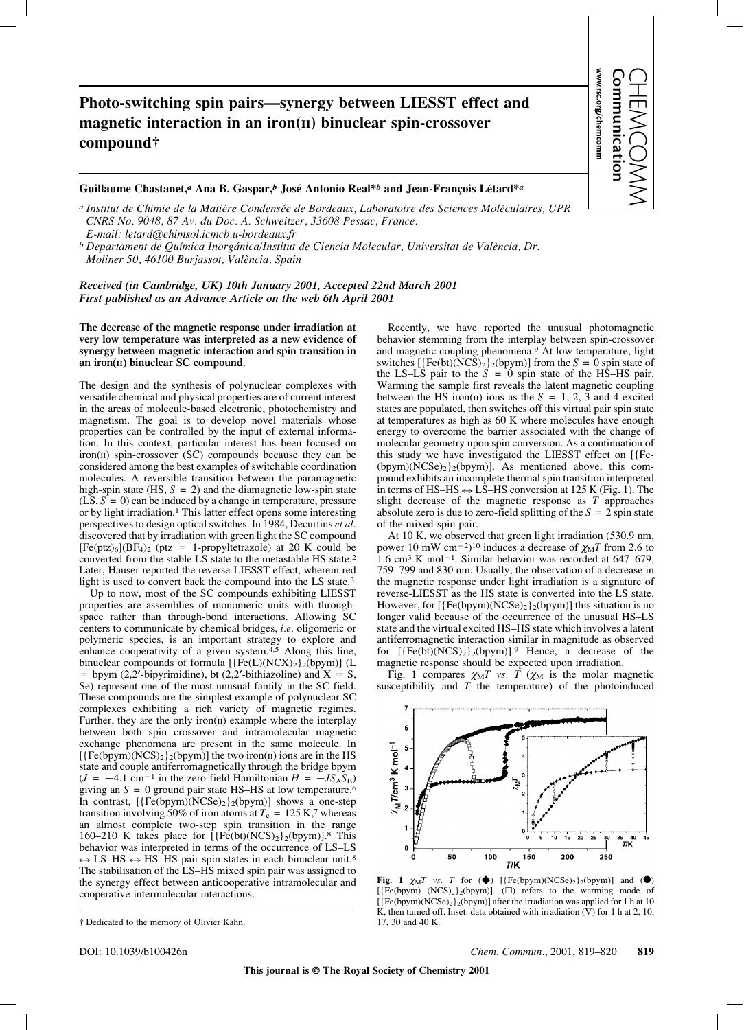# Photo-switching spin pairs—synergy between LIESST effect and magnetic interaction in an iron(II) binuclear spin-crossover compound†

**Guillaume Chastanet,[a] Ana B. Gaspar,[b] José Antonio Real*[b] and Jean-François Létard*[a]**

[a] Institut de Chimie de la Matière Condensée de Bordeaux, Laboratoire des Sciences Moléculaires, UPR CNRS No. 9048, 87 Av. du Doc. A. Schweitzer, 33608 Pessac, France. E-mail: letard@chimsol.icmcb.u-bordeaux.fr

[b] Departament de Química Inorgánica/Institut de Ciencia Molecular, Universitat de València, Dr. Moliner 50, 46100 Burjassot, València, Spain

*Received (in Cambridge, UK) 10th January 2001, Accepted 22nd March 2001*
*First published as an Advance Article on the web 6th April 2001*

**The decrease of the magnetic response under irradiation at very low temperature was interpreted as a new evidence of synergy between magnetic interaction and spin transition in an iron(II) binuclear SC compound.**

The design and the synthesis of polynuclear complexes with versatile chemical and physical properties are of current interest in the areas of molecule-based electronic, photochemistry and magnetism. The goal is to develop novel materials whose properties can be controlled by the input of external information. In this context, particular interest has been focused on iron(II) spin-crossover (SC) compounds because they can be considered among the best examples of switchable coordination molecules. A reversible transition between the paramagnetic high-spin state (HS, $S = 2$) and the diamagnetic low-spin state (LS, $S = 0$) can be induced by a change in temperature, pressure or by light irradiation.[1] This latter effect opens some interesting perspectives to design optical switches. In 1984, Decurtins *et al.* discovered that by irradiation with green light the SC compound $[Fe(ptz)_6](BF_4)_2$ (ptz = 1-propyltetrazole) at 20 K could be converted from the stable LS state to the metastable HS state.[2] Later, Hauser reported the reverse-LIESST effect, wherein red light is used to convert back the compound into the LS state.[3]

Up to now, most of the SC compounds exhibiting LIESST properties are assemblies of monomeric units with through-space rather than through-bond interactions. Allowing SC centers to communicate by chemical bridges, *i.e.* oligomeric or polymeric species, is an important strategy to explore and enhance cooperativity of a given system.[4,5] Along this line, binuclear compounds of formula $[\{Fe(L)(NCX)_2\}_2(bpym)]$ (L = bpym (2,2′-bipyrimidine), bt (2,2′-bithiazoline) and X = S, Se) represent one of the most unusual family in the SC field. These compounds are the simplest example of polynuclear SC complexes exhibiting a rich variety of magnetic regimes. Further, they are the only iron(II) example where the interplay between both spin crossover and intramolecular magnetic exchange phenomena are present in the same molecule. In $[\{Fe(bpym)(NCS)_2\}_2(bpym)]$ the two iron(II) ions are in the HS state and couple antiferromagnetically through the bridge bpym ($J = -4.1$ cm$^{-1}$ in the zero-field Hamiltonian $H = -JS_AS_B$) giving an $S = 0$ ground pair state HS–HS at low temperature.[6] In contrast, $[\{Fe(bpym)(NCSe)_2\}_2(bpym)]$ shows a one-step transition involving 50% of iron atoms at $T_c = 125$ K,[7] whereas an almost complete two-step spin transition in the range 160–210 K takes place for $[\{Fe(bt)(NCS)_2\}_2(bpym)]$.[8] This behavior was interpreted in terms of the occurrence of LS–LS $\leftrightarrow$ LS–HS $\leftrightarrow$ HS–HS pair spin states in each binuclear unit.[8] The stabilisation of the LS–HS mixed spin pair was assigned to the synergy effect between anticooperative intramolecular and cooperative intermolecular interactions.

Recently, we have reported the unusual photomagnetic behavior stemming from the interplay between spin-crossover and magnetic coupling phenomena.[9] At low temperature, light switches $[\{Fe(bt)(NCS)_2\}_2(bpym)]$ from the $S = 0$ spin state of the LS–LS pair to the $S = 0$ spin state of the HS–HS pair. Warming the sample first reveals the latent magnetic coupling between the HS iron(II) ions as the $S = 1$, 2, 3 and 4 excited states are populated, then switches off this virtual pair spin state at temperatures as high as 60 K where molecules have enough energy to overcome the barrier associated with the change of molecular geometry upon spin conversion. As a continuation of this study we have investigated the LIESST effect on $[\{Fe(bpym)(NCSe)_2\}_2(bpym)]$. As mentioned above, this compound exhibits an incomplete thermal spin transition interpreted in terms of HS–HS $\leftrightarrow$ LS–HS conversion at 125 K (Fig. 1). The slight decrease of the magnetic response as $T$ approaches absolute zero is due to zero-field splitting of the $S = 2$ spin state of the mixed-spin pair.

At 10 K, we observed that green light irradiation (530.9 nm, power 10 mW cm$^{-2}$)[10] induces a decrease of $\chi_MT$ from 2.6 to 1.6 cm$^3$ K mol$^{-1}$. Similar behavior was recorded at 647–679, 759–799 and 830 nm. Usually, the observation of a decrease in the magnetic response under light irradiation is a signature of reverse-LIESST as the HS state is converted into the LS state. However, for $[\{Fe(bpym)(NCSe)_2\}_2(bpym)]$ this situation is no longer valid because of the occurrence of the unusual HS–LS state and the virtual excited HS–HS state which involves a latent antiferromagnetic interaction similar in magnitude as observed for $[\{Fe(bt)(NCS)_2\}_2(bpym)]$.[9] Hence, a decrease of the magnetic response should be expected upon irradiation.

Fig. 1 compares $\chi_MT$ *vs.* $T$ ($\chi_M$ is the molar magnetic susceptibility and $T$ the temperature) of the photoinduced

**Fig. 1** $\chi_MT$ *vs.* $T$ for (◆) $[\{Fe(bpym)(NCSe)_2\}_2(bpym)]$ and (●) $[\{Fe(bpym)(NCS)_2\}_2(bpym)]$. (□) refers to the warming mode of $[\{Fe(bpym)(NCSe)_2\}_2(bpym)]$ after the irradiation was applied for 1 h at 10 K, then turned off. Inset: data obtained with irradiation (∇) for 1 h at 2, 10, 17, 30 and 40 K.

† Dedicated to the memory of Olivier Kahn.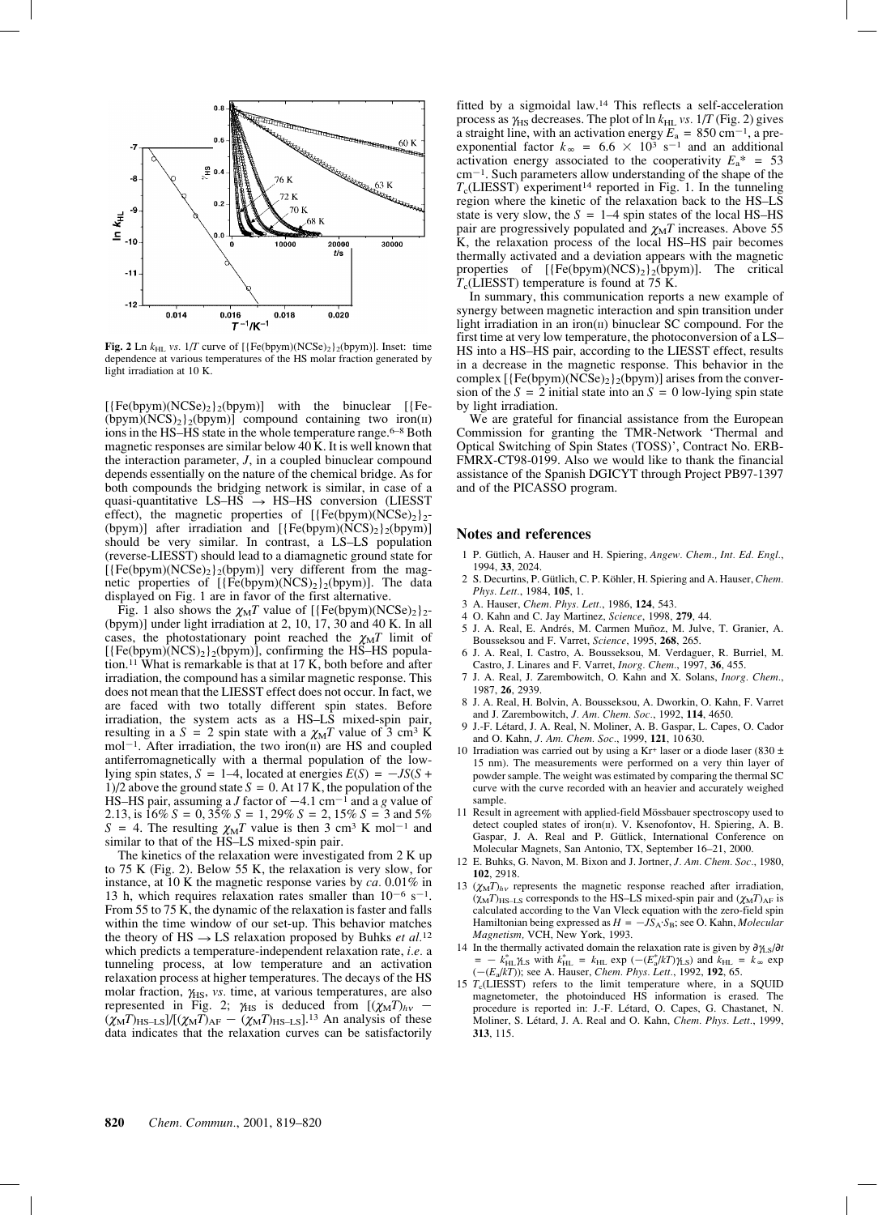ln $k_{HL}$

$\gamma_{HS}$

60 K

63 K

76 K

72 K

70 K

68 K

$t$/s

$T^{-1}$/K$^{-1}$

-7 -8 -9 -10 -11 -12

0.014 0.016 0.018 0.020

0.8 0.6 0.4 0.2 0.0

0 10000 20000 30000

**Fig. 2** Ln $k_{HL}$ *vs.* $1/T$ curve of [{Fe(bpym)(NCSe)$_2$}$_2$(bpym)]. Inset: time dependence at various temperatures of the HS molar fraction generated by light irradiation at 10 K.

[{Fe(bpym)(NCSe)$_2$}$_2$(bpym)] with the binuclear [{Fe(bpym)(NCS)$_2$}$_2$(bpym)] compound containing two iron(II) ions in the HS–HS state in the whole temperature range.[6–8] Both magnetic responses are similar below 40 K. It is well known that the interaction parameter, $J$, in a coupled binuclear compound depends essentially on the nature of the chemical bridge. As for both compounds the bridging network is similar, in case of a quasi-quantitative LS–HS $\rightarrow$ HS–HS conversion (LIESST effect), the magnetic properties of [{Fe(bpym)(NCSe)$_2$}$_2$(bpym)] after irradiation and [{Fe(bpym)(NCS)$_2$}$_2$(bpym)] should be very similar. In contrast, a LS–LS population (reverse-LIESST) should lead to a diamagnetic ground state for [{Fe(bpym)(NCSe)$_2$}$_2$(bpym)] very different from the magnetic properties of [{Fe(bpym)(NCS)$_2$}$_2$(bpym)]. The data displayed on Fig. 1 are in favor of the first alternative.

Fig. 1 also shows the $\chi_M T$ value of [{Fe(bpym)(NCSe)$_2$}$_2$(bpym)] under light irradiation at 2, 10, 17, 30 and 40 K. In all cases, the photostationary point reached the $\chi_M T$ limit of [{Fe(bpym)(NCS)$_2$}$_2$(bpym)], confirming the HS–HS population.[11] What is remarkable is that at 17 K, both before and after irradiation, the compound has a similar magnetic response. This does not mean that the LIESST effect does not occur. In fact, we are faced with two totally different spin states. Before irradiation, the system acts as a HS–LS mixed-spin pair, resulting in a $S = 2$ spin state with a $\chi_M T$ value of 3 cm$^3$ K mol$^{-1}$. After irradiation, the two iron(II) are HS and coupled antiferromagnetically with a thermal population of the low-lying spin states, $S = 1$–4, located at energies $E(S) = -JS(S + 1)/2$ above the ground state $S = 0$. At 17 K, the population of the HS–HS pair, assuming a $J$ factor of $-4.1$ cm$^{-1}$ and a $g$ value of 2.13, is 16% $S = 0$, 35% $S = 1$, 29% $S = 2$, 15% $S = 3$ and 5% $S = 4$. The resulting $\chi_M T$ value is then 3 cm$^3$ K mol$^{-1}$ and similar to that of the HS–LS mixed-spin pair.

The kinetics of the relaxation were investigated from 2 K up to 75 K (Fig. 2). Below 55 K, the relaxation is very slow, for instance, at 10 K the magnetic response varies by *ca.* 0.01% in 13 h, which requires relaxation rates smaller than $10^{-6}$ s$^{-1}$. From 55 to 75 K, the dynamic of the relaxation is faster and falls within the time window of our set-up. This behavior matches the theory of HS $\rightarrow$ LS relaxation proposed by Buhks *et al.*[12] which predicts a temperature-independent relaxation rate, *i.e.* a tunneling process, at low temperature and an activation relaxation process at higher temperatures. The decays of the HS molar fraction, $\gamma_{HS}$, *vs.* time, at various temperatures, are also represented in Fig. 2; $\gamma_{HS}$ is deduced from $[(\chi_M T)_{h\nu} - (\chi_M T)_{HS-LS}]/[(\chi_M T)_{AF} - (\chi_M T)_{HS-LS}]$.[13] An analysis of these data indicates that the relaxation curves can be satisfactorily fitted by a sigmoidal law.[14] This reflects a self-acceleration process as $\gamma_{HS}$ decreases. The plot of ln $k_{HL}$ *vs.* $1/T$ (Fig. 2) gives a straight line, with an activation energy $E_a = 850$ cm$^{-1}$, a pre-exponential factor $k_\infty = 6.6 \times 10^3$ s$^{-1}$ and an additional activation energy associated to the cooperativity $E_a{}^* = 53$ cm$^{-1}$. Such parameters allow understanding of the shape of the $T_c$(LIESST) experiment[14] reported in Fig. 1. In the tunneling region where the kinetic of the relaxation back to the HS–LS state is very slow, the $S = 1$–4 spin states of the local HS–HS pair are progressively populated and $\chi_M T$ increases. Above 55 K, the relaxation process of the local HS–HS pair becomes thermally activated and a deviation appears with the magnetic properties of [{Fe(bpym)(NCS)$_2$}$_2$(bpym)]. The critical $T_c$(LIESST) temperature is found at 75 K.

In summary, this communication reports a new example of synergy between magnetic interaction and spin transition under light irradiation in an iron(II) binuclear SC compound. For the first time at very low temperature, the photoconversion of a LS–HS into a HS–HS pair, according to the LIESST effect, results in a decrease in the magnetic response. This behavior in the complex [{Fe(bpym)(NCSe)$_2$}$_2$(bpym)] arises from the conversion of the $S = 2$ initial state into an $S = 0$ low-lying spin state by light irradiation.

We are grateful for financial assistance from the European Commission for granting the TMR-Network 'Thermal and Optical Switching of Spin States (TOSS)', Contract No. ERB-FMRX-CT98-0199. Also we would like to thank the financial assistance of the Spanish DGICYT through Project PB97-1397 and of the PICASSO program.

## Notes and references

1. P. Gütlich, A. Hauser and H. Spiering, *Angew. Chem., Int. Ed. Engl.*, 1994, **33**, 2024.
2. S. Decurtins, P. Gütlich, C. P. Köhler, H. Spiering and A. Hauser, *Chem. Phys. Lett.*, 1984, **105**, 1.
3. A. Hauser, *Chem. Phys. Lett.*, 1986, **124**, 543.
4. O. Kahn and C. Jay Martinez, *Science*, 1998, **279**, 44.
5. J. A. Real, E. Andrés, M. Carmen Muñoz, M. Julve, T. Granier, A. Bousseksou and F. Varret, *Science*, 1995, **268**, 265.
6. J. A. Real, I. Castro, A. Bousseksou, M. Verdaguer, R. Burriel, M. Castro, J. Linares and F. Varret, *Inorg. Chem.*, 1997, **36**, 455.
7. J. A. Real, J. Zarembowitch, O. Kahn and X. Solans, *Inorg. Chem.*, 1987, **26**, 2939.
8. J. A. Real, H. Bolvin, A. Bousseksou, A. Dworkin, O. Kahn, F. Varret and J. Zarembowitch, *J. Am. Chem. Soc.*, 1992, **114**, 4650.
9. J.-F. Létard, J. A. Real, N. Moliner, A. B. Gaspar, L. Capes, O. Cador and O. Kahn, *J. Am. Chem. Soc.*, 1999, **121**, 10 630.
10. Irradiation was carried out by using a Kr$^+$ laser or a diode laser (830 ± 15 nm). The measurements were performed on a very thin layer of powder sample. The weight was estimated by comparing the thermal SC curve with the curve recorded with an heavier and accurately weighed sample.
11. Result in agreement with applied-field Mössbauer spectroscopy used to detect coupled states of iron(II). V. Ksenofontov, H. Spiering, A. B. Gaspar, J. A. Real and P. Gütlich, International Conference on Molecular Magnets, San Antonio, TX, September 16–21, 2000.
12. E. Buhks, G. Navon, M. Bixon and J. Jortner, *J. Am. Chem. Soc.*, 1980, **102**, 2918.
13. $(\chi_M T)_{h\nu}$ represents the magnetic response reached after irradiation, $(\chi_M T)_{HS-LS}$ corresponds to the HS–LS mixed-spin pair and $(\chi_M T)_{AF}$ is calculated according to the Van Vleck equation with the zero-field spin Hamiltonian being expressed as $H = -JS_A{\cdot}S_B$; see O. Kahn, *Molecular Magnetism*, VCH, New York, 1993.
14. In the thermally activated domain the relaxation rate is given by $\partial\gamma_{LS}/\partial t = -k^*_{HL}\gamma_{LS}$ with $k^*_{HL} = k_{HL}\exp(-(E^*_a/kT)\gamma_{LS})$ and $k_{HL} = k_\infty \exp(-(E_a/kT))$; see A. Hauser, *Chem. Phys. Lett.*, 1992, **192**, 65.
15. $T_c$(LIESST) refers to the limit temperature where, in a SQUID magnetometer, the photoinduced HS information is erased. The procedure is reported in: J.-F. Létard, O. Capes, G. Chastanet, N. Moliner, S. Létard, J. A. Real and O. Kahn, *Chem. Phys. Lett.*, 1999, **313**, 115.